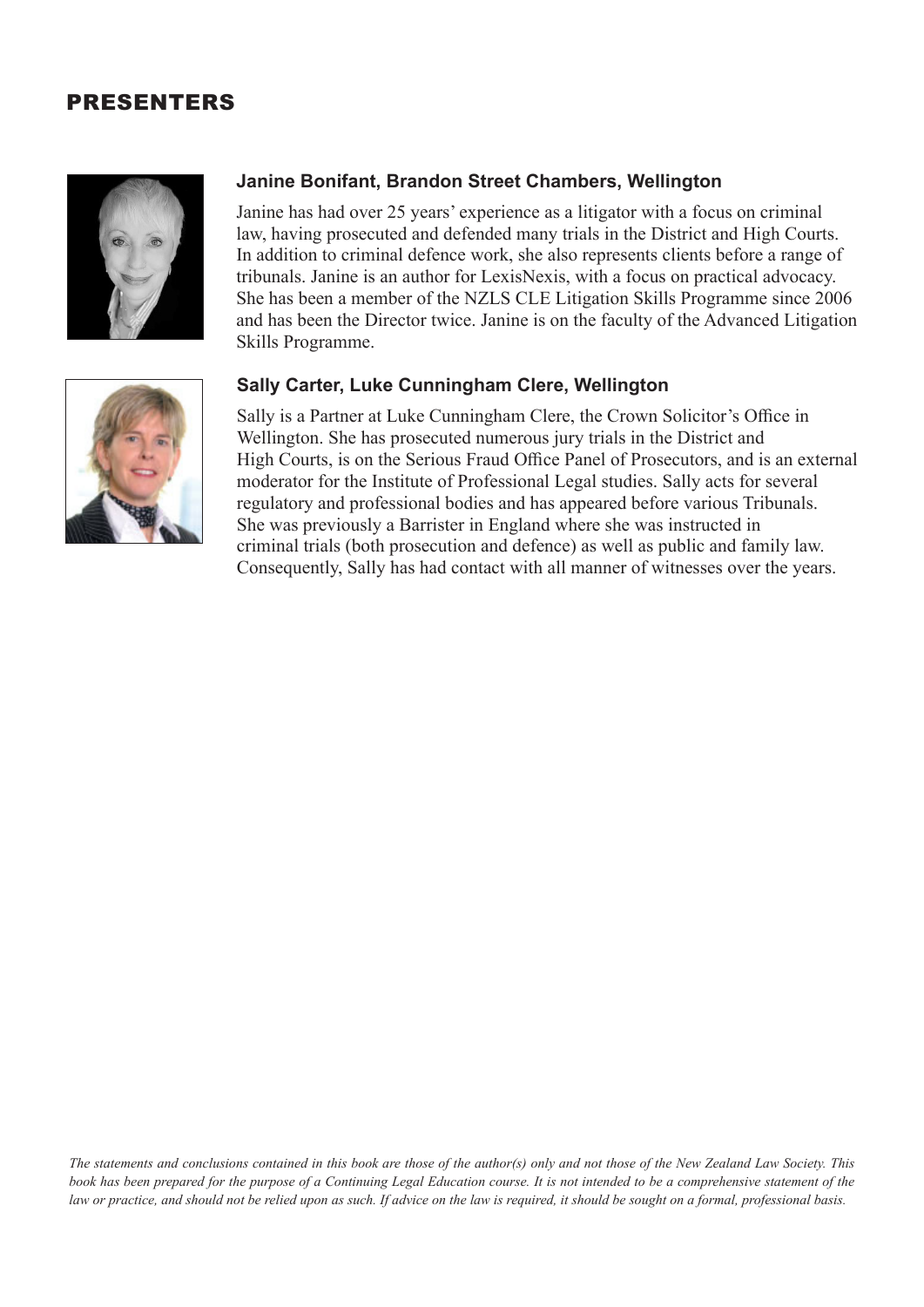# PRESENTERS

### Janine Bonifant, Brandon Street Chambers, Wellington

Janine has had over 25 years' experience as a litigator with a focus on criminal law, having prosecuted and defended many trials in the District and High Courts. In addition to criminal defence work, she also represents clients before a range of tribunals. Janine is an author for LexisNexis, with a focus on practical advocacy. She has been a member of the NZLS CLE Litigation Skills Programme since 2006 and has been the Director twice. Janine is on the faculty of the Advanced Litigation Skills Programme.

### Sally Carter, Luke Cunningham Clere, Wellington

Sally is a Partner at Luke Cunningham Clere, the Crown Solicitor's Office in Wellington. She has prosecuted numerous jury trials in the District and High Courts, is on the Serious Fraud Office Panel of Prosecutors, and is an external moderator for the Institute of Professional Legal studies. Sally acts for several regulatory and professional bodies and has appeared before various Tribunals. She was previously a Barrister in England where she was instructed in criminal trials (both prosecution and defence) as well as public and family law. Consequently, Sally has had contact with all manner of witnesses over the years.

*The statements and conclusions contained in this book are those of the author(s) only and not those of the New Zealand Law Society. This book has been prepared for the purpose of a Continuing Legal Education course. It is not intended to be a comprehensive statement of the law or practice, and should not be relied upon as such. If advice on the law is required, it should be sought on a formal, professional basis.*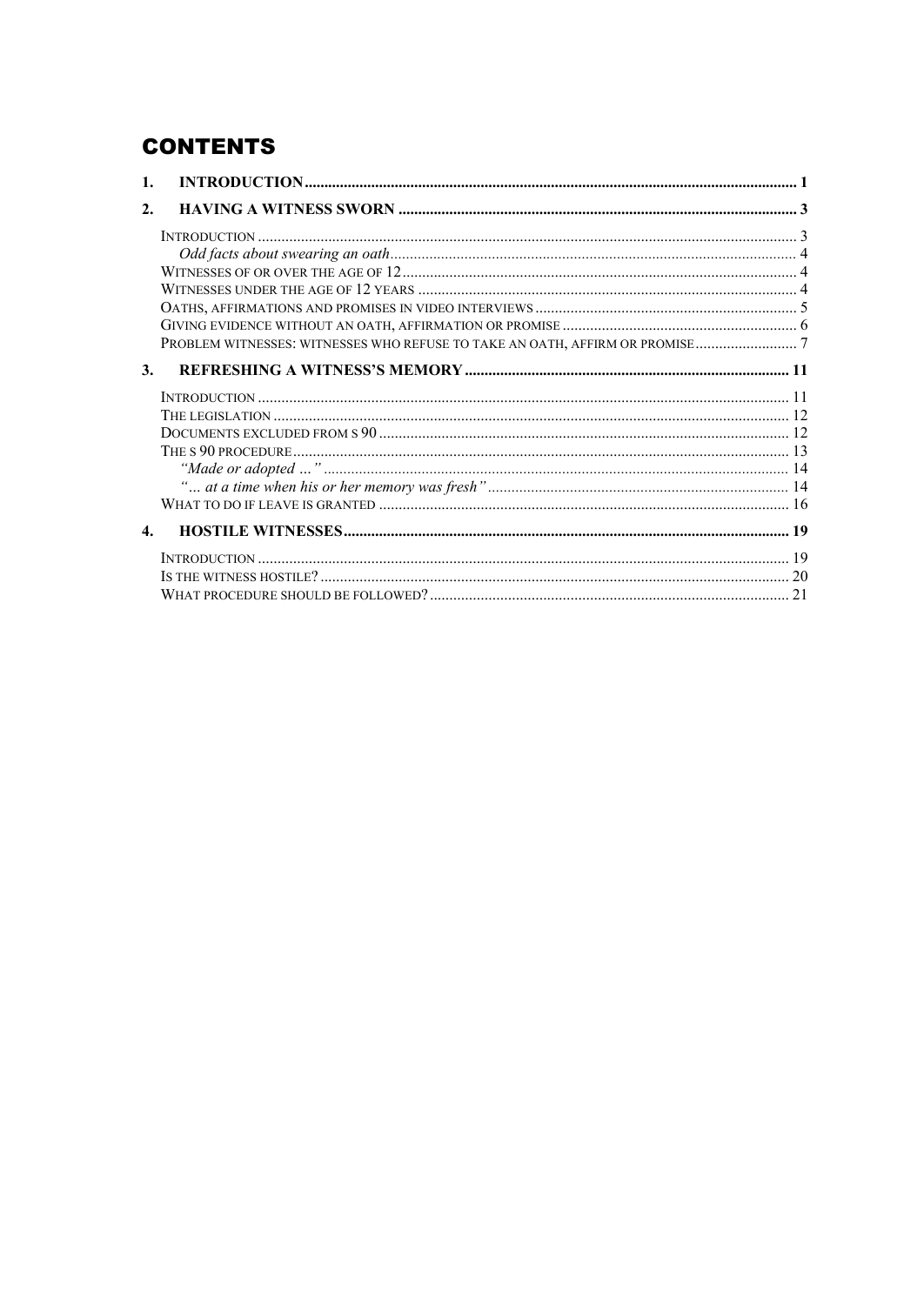# CONTENTS

**1. INTRODUCTION** .......... **1**

**2. HAVING A WITNESS SWORN** .......... **3**

- Introduction .......... 3
  - *Odd facts about swearing an oath* .......... 4
- Witnesses of or over the age of 12 .......... 4
- Witnesses under the age of 12 years .......... 4
- Oaths, affirmations and promises in video interviews .......... 5
- Giving evidence without an oath, affirmation or promise .......... 6
- Problem witnesses: witnesses who refuse to take an oath, affirm or promise .......... 7

**3. REFRESHING A WITNESS'S MEMORY** .......... **11**

- Introduction .......... 11
- The legislation .......... 12
- Documents excluded from s 90 .......... 12
- The s 90 procedure .......... 13
  - *"Made or adopted …"* .......... 14
  - *"… at a time when his or her memory was fresh"* .......... 14
- What to do if leave is granted .......... 16

**4. HOSTILE WITNESSES** .......... **19**

- Introduction .......... 19
- Is the witness hostile? .......... 20
- What procedure should be followed? .......... 21